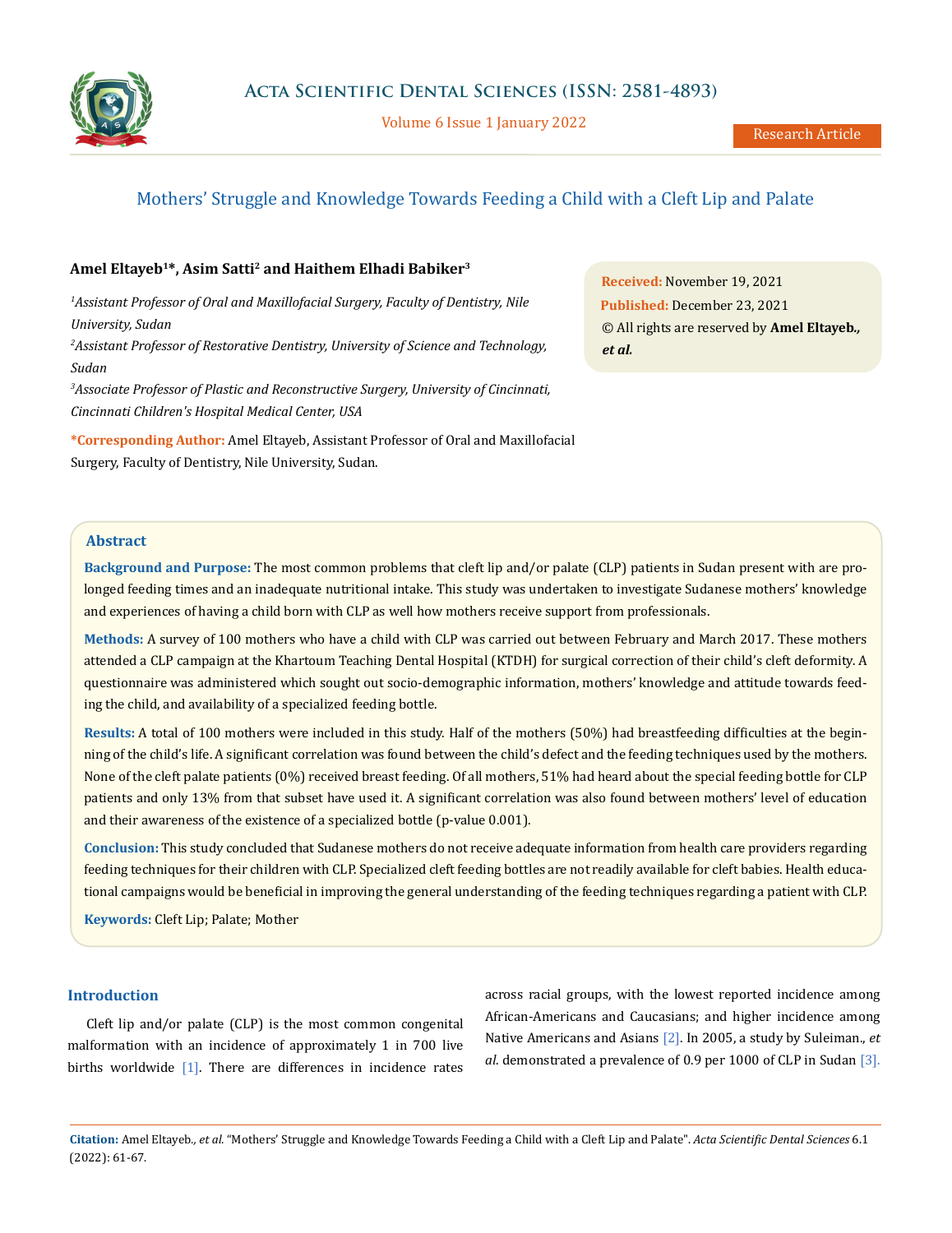# Mothers' Struggle and Knowledge Towards Feeding a Child with a Cleft Lip and Palate

**Amel Eltayeb[1]*, Asim Satti[2] and Haithem Elhadi Babiker[3]**

[1] *Assistant Professor of Oral and Maxillofacial Surgery, Faculty of Dentistry, Nile University, Sudan*

[2] *Assistant Professor of Restorative Dentistry, University of Science and Technology, Sudan*

[3] *Associate Professor of Plastic and Reconstructive Surgery, University of Cincinnati, Cincinnati Children's Hospital Medical Center, USA*

**\*Corresponding Author:** Amel Eltayeb, Assistant Professor of Oral and Maxillofacial Surgery, Faculty of Dentistry, Nile University, Sudan.

**Received:** November 19, 2021
**Published:** December 23, 2021
© All rights are reserved by **Amel Eltayeb., *et al.***

## Abstract

**Background and Purpose:** The most common problems that cleft lip and/or palate (CLP) patients in Sudan present with are prolonged feeding times and an inadequate nutritional intake. This study was undertaken to investigate Sudanese mothers' knowledge and experiences of having a child born with CLP as well how mothers receive support from professionals.

**Methods:** A survey of 100 mothers who have a child with CLP was carried out between February and March 2017. These mothers attended a CLP campaign at the Khartoum Teaching Dental Hospital (KTDH) for surgical correction of their child's cleft deformity. A questionnaire was administered which sought out socio-demographic information, mothers' knowledge and attitude towards feeding the child, and availability of a specialized feeding bottle.

**Results:** A total of 100 mothers were included in this study. Half of the mothers (50%) had breastfeeding difficulties at the beginning of the child's life. A significant correlation was found between the child's defect and the feeding techniques used by the mothers. None of the cleft palate patients (0%) received breast feeding. Of all mothers, 51% had heard about the special feeding bottle for CLP patients and only 13% from that subset have used it. A significant correlation was also found between mothers' level of education and their awareness of the existence of a specialized bottle (p-value 0.001).

**Conclusion:** This study concluded that Sudanese mothers do not receive adequate information from health care providers regarding feeding techniques for their children with CLP. Specialized cleft feeding bottles are not readily available for cleft babies. Health educational campaigns would be beneficial in improving the general understanding of the feeding techniques regarding a patient with CLP.

**Keywords:** Cleft Lip; Palate; Mother

## Introduction

Cleft lip and/or palate (CLP) is the most common congenital malformation with an incidence of approximately 1 in 700 live births worldwide [1]. There are differences in incidence rates across racial groups, with the lowest reported incidence among African-Americans and Caucasians; and higher incidence among Native Americans and Asians [2]. In 2005, a study by Suleiman., *et al*. demonstrated a prevalence of 0.9 per 1000 of CLP in Sudan [3].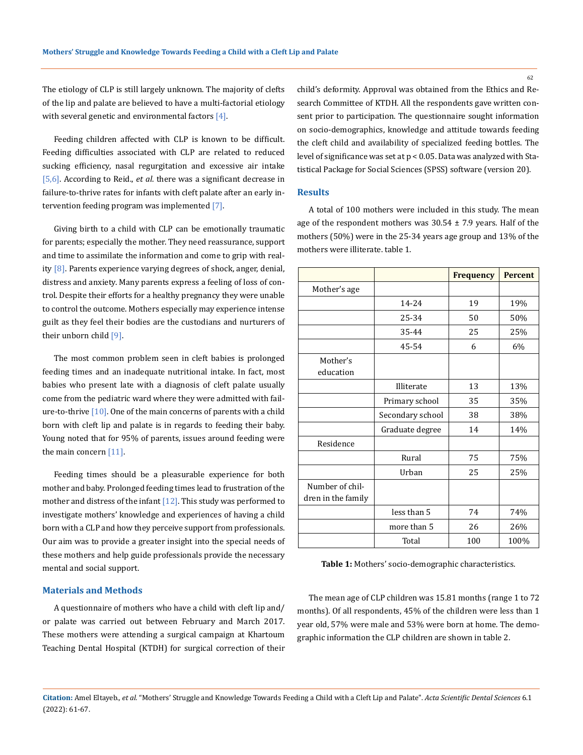The etiology of CLP is still largely unknown. The majority of clefts of the lip and palate are believed to have a multi-factorial etiology with several genetic and environmental factors [4].

Feeding children affected with CLP is known to be difficult. Feeding difficulties associated with CLP are related to reduced sucking efficiency, nasal regurgitation and excessive air intake [5,6]. According to Reid., *et al*. there was a significant decrease in failure-to-thrive rates for infants with cleft palate after an early intervention feeding program was implemented [7].

Giving birth to a child with CLP can be emotionally traumatic for parents; especially the mother. They need reassurance, support and time to assimilate the information and come to grip with reality [8]. Parents experience varying degrees of shock, anger, denial, distress and anxiety. Many parents express a feeling of loss of control. Despite their efforts for a healthy pregnancy they were unable to control the outcome. Mothers especially may experience intense guilt as they feel their bodies are the custodians and nurturers of their unborn child [9].

The most common problem seen in cleft babies is prolonged feeding times and an inadequate nutritional intake. In fact, most babies who present late with a diagnosis of cleft palate usually come from the pediatric ward where they were admitted with failure-to-thrive [10]. One of the main concerns of parents with a child born with cleft lip and palate is in regards to feeding their baby. Young noted that for 95% of parents, issues around feeding were the main concern [11].

Feeding times should be a pleasurable experience for both mother and baby. Prolonged feeding times lead to frustration of the mother and distress of the infant [12]. This study was performed to investigate mothers' knowledge and experiences of having a child born with a CLP and how they perceive support from professionals. Our aim was to provide a greater insight into the special needs of these mothers and help guide professionals provide the necessary mental and social support.

## Materials and Methods

A questionnaire of mothers who have a child with cleft lip and/or palate was carried out between February and March 2017. These mothers were attending a surgical campaign at Khartoum Teaching Dental Hospital (KTDH) for surgical correction of their child's deformity. Approval was obtained from the Ethics and Research Committee of KTDH. All the respondents gave written consent prior to participation. The questionnaire sought information on socio-demographics, knowledge and attitude towards feeding the cleft child and availability of specialized feeding bottles. The level of significance was set at $p < 0.05$. Data was analyzed with Statistical Package for Social Sciences (SPSS) software (version 20).

## Results

A total of 100 mothers were included in this study. The mean age of the respondent mothers was 30.54 ± 7.9 years. Half of the mothers (50%) were in the 25-34 years age group and 13% of the mothers were illiterate. table 1.

| | | **Frequency** | **Percent** |
|---|---|---|---|
| Mother's age | | | |
| | 14-24 | 19 | 19% |
| | 25-34 | 50 | 50% |
| | 35-44 | 25 | 25% |
| | 45-54 | 6 | 6% |
| Mother's education | | | |
| | Illiterate | 13 | 13% |
| | Primary school | 35 | 35% |
| | Secondary school | 38 | 38% |
| | Graduate degree | 14 | 14% |
| Residence | | | |
| | Rural | 75 | 75% |
| | Urban | 25 | 25% |
| Number of children in the family | | | |
| | less than 5 | 74 | 74% |
| | more than 5 | 26 | 26% |
| | Total | 100 | 100% |

**Table 1:** Mothers' socio-demographic characteristics.

The mean age of CLP children was 15.81 months (range 1 to 72 months). Of all respondents, 45% of the children were less than 1 year old, 57% were male and 53% were born at home. The demographic information the CLP children are shown in table 2.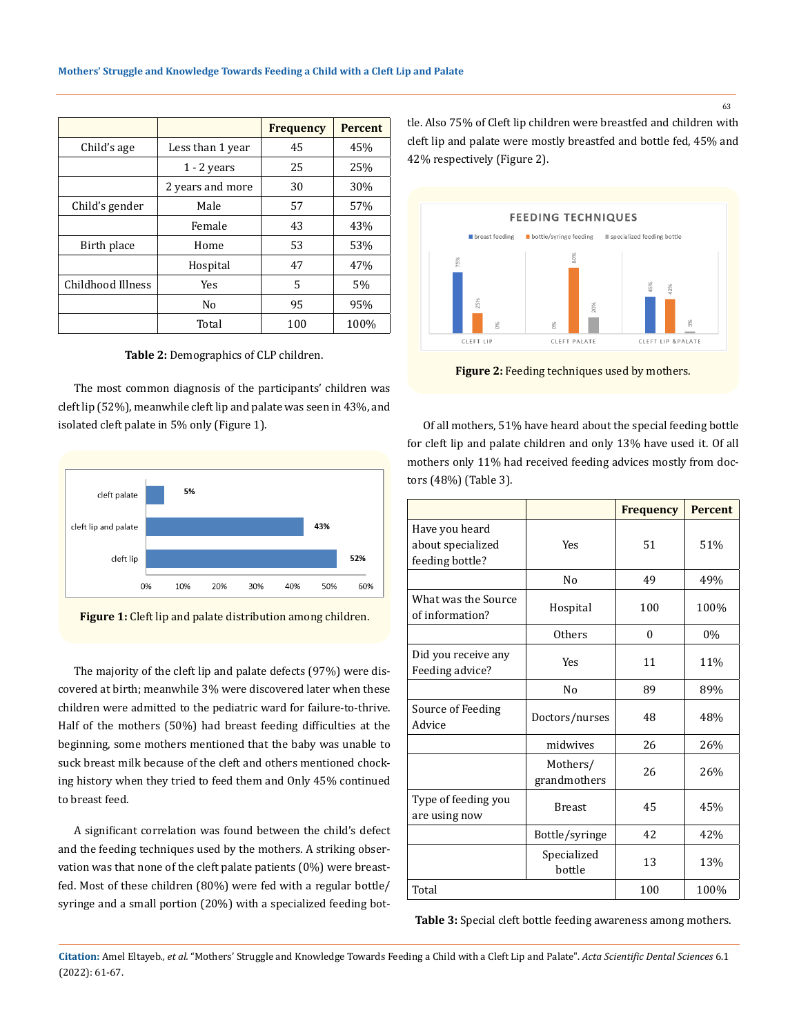|  |  | Frequency | Percent |
|---|---|---|---|
| Child's age | Less than 1 year | 45 | 45% |
|  | 1 - 2 years | 25 | 25% |
|  | 2 years and more | 30 | 30% |
| Child's gender | Male | 57 | 57% |
|  | Female | 43 | 43% |
| Birth place | Home | 53 | 53% |
|  | Hospital | 47 | 47% |
| Childhood Illness | Yes | 5 | 5% |
|  | No | 95 | 95% |
|  | Total | 100 | 100% |

**Table 2:** Demographics of CLP children.

The most common diagnosis of the participants' children was cleft lip (52%), meanwhile cleft lip and palate was seen in 43%, and isolated cleft palate in 5% only (Figure 1).

**Figure 1:** Cleft lip and palate distribution among children.

The majority of the cleft lip and palate defects (97%) were discovered at birth; meanwhile 3% were discovered later when these children were admitted to the pediatric ward for failure-to-thrive. Half of the mothers (50%) had breast feeding difficulties at the beginning, some mothers mentioned that the baby was unable to suck breast milk because of the cleft and others mentioned chocking history when they tried to feed them and Only 45% continued to breast feed.

A significant correlation was found between the child's defect and the feeding techniques used by the mothers. A striking observation was that none of the cleft palate patients (0%) were breastfed. Most of these children (80%) were fed with a regular bottle/syringe and a small portion (20%) with a specialized feeding bottle. Also 75% of Cleft lip children were breastfed and children with cleft lip and palate were mostly breastfed and bottle fed, 45% and 42% respectively (Figure 2).

**Figure 2:** Feeding techniques used by mothers.

Of all mothers, 51% have heard about the special feeding bottle for cleft lip and palate children and only 13% have used it. Of all mothers only 11% had received feeding advices mostly from doctors (48%) (Table 3).

|  |  | Frequency | Percent |
|---|---|---|---|
| Have you heard about specialized feeding bottle? | Yes | 51 | 51% |
|  | No | 49 | 49% |
| What was the Source of information? | Hospital | 100 | 100% |
|  | Others | 0 | 0% |
| Did you receive any Feeding advice? | Yes | 11 | 11% |
|  | No | 89 | 89% |
| Source of Feeding Advice | Doctors/nurses | 48 | 48% |
|  | midwives | 26 | 26% |
|  | Mothers/ grandmothers | 26 | 26% |
| Type of feeding you are using now | Breast | 45 | 45% |
|  | Bottle/syringe | 42 | 42% |
|  | Specialized bottle | 13 | 13% |
| Total |  | 100 | 100% |

**Table 3:** Special cleft bottle feeding awareness among mothers.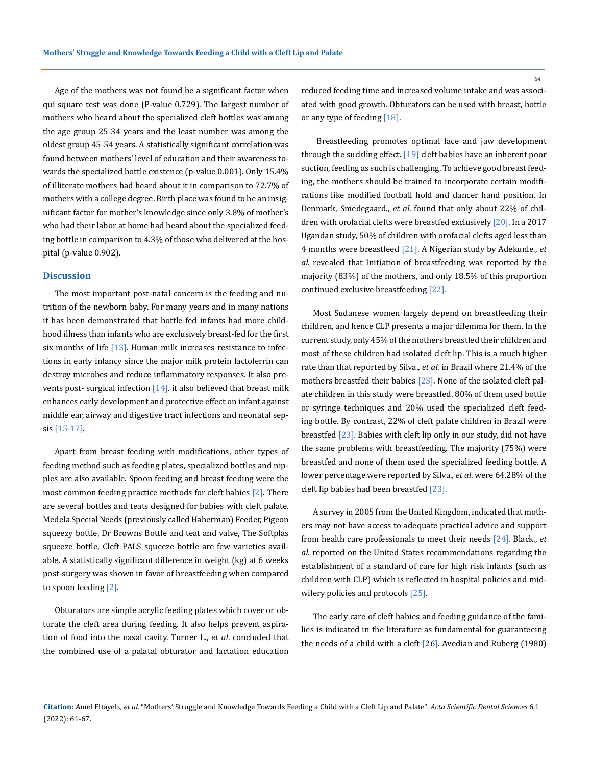Age of the mothers was not found be a significant factor when qui square test was done (P-value 0.729). The largest number of mothers who heard about the specialized cleft bottles was among the age group 25-34 years and the least number was among the oldest group 45-54 years. A statistically significant correlation was found between mothers' level of education and their awareness towards the specialized bottle existence (p-value 0.001). Only 15.4% of illiterate mothers had heard about it in comparison to 72.7% of mothers with a college degree. Birth place was found to be an insignificant factor for mother's knowledge since only 3.8% of mother's who had their labor at home had heard about the specialized feeding bottle in comparison to 4.3% of those who delivered at the hospital (p-value 0.902).

## Discussion

The most important post-natal concern is the feeding and nutrition of the newborn baby. For many years and in many nations it has been demonstrated that bottle-fed infants had more childhood illness than infants who are exclusively breast-fed for the first six months of life [13]. Human milk increases resistance to infections in early infancy since the major milk protein lactoferrin can destroy microbes and reduce inflammatory responses. It also prevents post- surgical infection [14]. it also believed that breast milk enhances early development and protective effect on infant against middle ear, airway and digestive tract infections and neonatal sepsis [15-17].

Apart from breast feeding with modifications, other types of feeding method such as feeding plates, specialized bottles and nipples are also available. Spoon feeding and breast feeding were the most common feeding practice methods for cleft babies [2]. There are several bottles and teats designed for babies with cleft palate. Medela Special Needs (previously called Haberman) Feeder, Pigeon squeezy bottle, Dr Browns Bottle and teat and valve, The Softplas squeeze bottle, Cleft PALS squeeze bottle are few varieties available. A statistically significant difference in weight (kg) at 6 weeks post-surgery was shown in favor of breastfeeding when compared to spoon feeding [2].

Obturators are simple acrylic feeding plates which cover or obturate the cleft area during feeding. It also helps prevent aspiration of food into the nasal cavity. Turner L., *et al*. concluded that the combined use of a palatal obturator and lactation education reduced feeding time and increased volume intake and was associated with good growth. Obturators can be used with breast, bottle or any type of feeding [18].

Breastfeeding promotes optimal face and jaw development through the suckling effect. [19] cleft babies have an inherent poor suction, feeding as such is challenging. To achieve good breast feeding, the mothers should be trained to incorporate certain modifications like modified football hold and dancer hand position. In Denmark, Smedegaard., *et al*. found that only about 22% of children with orofacial clefts were breastfed exclusively [20]. In a 2017 Ugandan study, 50% of children with orofacial clefts aged less than 4 months were breastfeed [21]. A Nigerian study by Adekunle., *et al*. revealed that Initiation of breastfeeding was reported by the majority (83%) of the mothers, and only 18.5% of this proportion continued exclusive breastfeeding [22].

Most Sudanese women largely depend on breastfeeding their children, and hence CLP presents a major dilemma for them. In the current study, only 45% of the mothers breastfed their children and most of these children had isolated cleft lip. This is a much higher rate than that reported by Silva., *et al*. in Brazil where 21.4% of the mothers breastfed their babies [23]. None of the isolated cleft palate children in this study were breastfed. 80% of them used bottle or syringe techniques and 20% used the specialized cleft feeding bottle. By contrast, 22% of cleft palate children in Brazil were breastfed [23]. Babies with cleft lip only in our study, did not have the same problems with breastfeeding. The majority (75%) were breastfed and none of them used the specialized feeding bottle. A lower percentage were reported by Silva., *et al*. were 64.28% of the cleft lip babies had been breastfed [23].

A survey in 2005 from the United Kingdom, indicated that mothers may not have access to adequate practical advice and support from health care professionals to meet their needs [24]. Black., *et al*. reported on the United States recommendations regarding the establishment of a standard of care for high risk infants (such as children with CLP) which is reflected in hospital policies and midwifery policies and protocols [25].

The early care of cleft babies and feeding guidance of the families is indicated in the literature as fundamental for guaranteeing the needs of a child with a cleft [26]. Avedian and Ruberg (1980)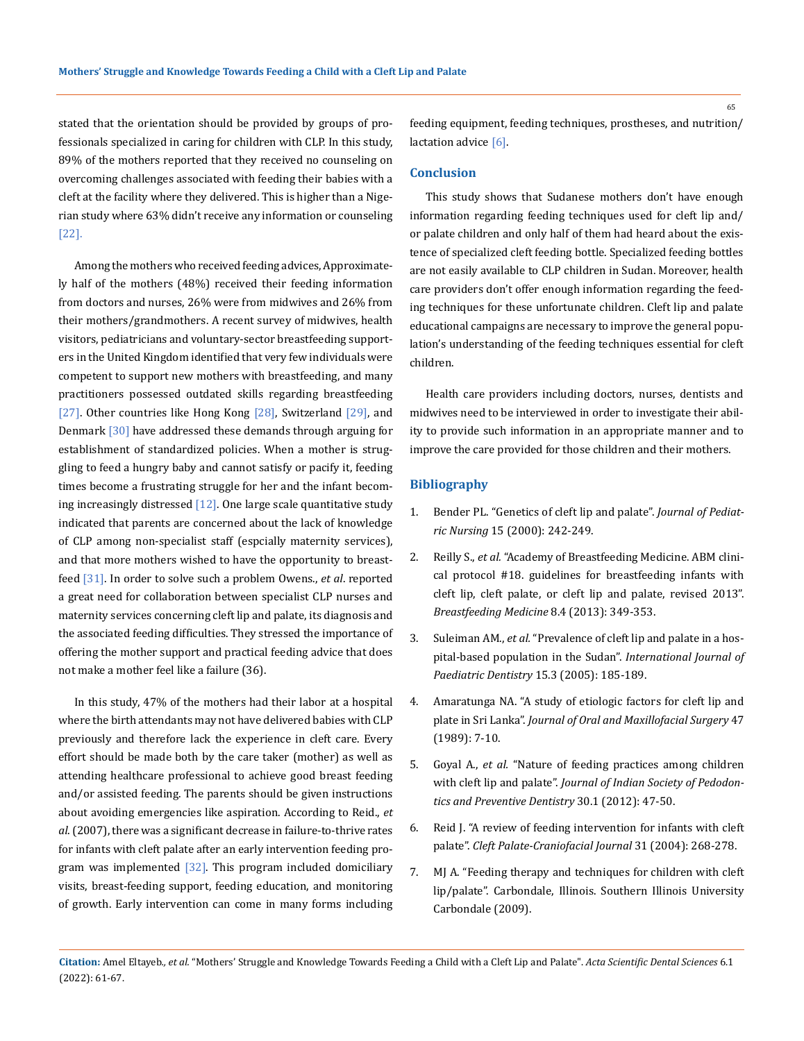stated that the orientation should be provided by groups of professionals specialized in caring for children with CLP. In this study, 89% of the mothers reported that they received no counseling on overcoming challenges associated with feeding their babies with a cleft at the facility where they delivered. This is higher than a Nigerian study where 63% didn't receive any information or counseling [22].

Among the mothers who received feeding advices, Approximately half of the mothers (48%) received their feeding information from doctors and nurses, 26% were from midwives and 26% from their mothers/grandmothers. A recent survey of midwives, health visitors, pediatricians and voluntary-sector breastfeeding supporters in the United Kingdom identified that very few individuals were competent to support new mothers with breastfeeding, and many practitioners possessed outdated skills regarding breastfeeding [27]. Other countries like Hong Kong [28], Switzerland [29], and Denmark [30] have addressed these demands through arguing for establishment of standardized policies. When a mother is struggling to feed a hungry baby and cannot satisfy or pacify it, feeding times become a frustrating struggle for her and the infant becoming increasingly distressed [12]. One large scale quantitative study indicated that parents are concerned about the lack of knowledge of CLP among non-specialist staff (espcially maternity services), and that more mothers wished to have the opportunity to breastfeed [31]. In order to solve such a problem Owens., *et al*. reported a great need for collaboration between specialist CLP nurses and maternity services concerning cleft lip and palate, its diagnosis and the associated feeding difficulties. They stressed the importance of offering the mother support and practical feeding advice that does not make a mother feel like a failure (36).

In this study, 47% of the mothers had their labor at a hospital where the birth attendants may not have delivered babies with CLP previously and therefore lack the experience in cleft care. Every effort should be made both by the care taker (mother) as well as attending healthcare professional to achieve good breast feeding and/or assisted feeding. The parents should be given instructions about avoiding emergencies like aspiration. According to Reid., *et al*. (2007), there was a significant decrease in failure-to-thrive rates for infants with cleft palate after an early intervention feeding program was implemented [32]. This program included domiciliary visits, breast-feeding support, feeding education, and monitoring of growth. Early intervention can come in many forms including feeding equipment, feeding techniques, prostheses, and nutrition/lactation advice [6].

## Conclusion

This study shows that Sudanese mothers don't have enough information regarding feeding techniques used for cleft lip and/or palate children and only half of them had heard about the existence of specialized cleft feeding bottle. Specialized feeding bottles are not easily available to CLP children in Sudan. Moreover, health care providers don't offer enough information regarding the feeding techniques for these unfortunate children. Cleft lip and palate educational campaigns are necessary to improve the general population's understanding of the feeding techniques essential for cleft children.

Health care providers including doctors, nurses, dentists and midwives need to be interviewed in order to investigate their ability to provide such information in an appropriate manner and to improve the care provided for those children and their mothers.

## Bibliography

1. Bender PL. "Genetics of cleft lip and palate". *Journal of Pediatric Nursing* 15 (2000): 242-249.
2. Reilly S., *et al*. "Academy of Breastfeeding Medicine. ABM clinical protocol #18. guidelines for breastfeeding infants with cleft lip, cleft palate, or cleft lip and palate, revised 2013". *Breastfeeding Medicine* 8.4 (2013): 349-353.
3. Suleiman AM., *et al*. "Prevalence of cleft lip and palate in a hospital-based population in the Sudan". *International Journal of Paediatric Dentistry* 15.3 (2005): 185-189.
4. Amaratunga NA. "A study of etiologic factors for cleft lip and plate in Sri Lanka". *Journal of Oral and Maxillofacial Surgery* 47 (1989): 7-10.
5. Goyal A., *et al*. "Nature of feeding practices among children with cleft lip and palate". *Journal of Indian Society of Pedodontics and Preventive Dentistry* 30.1 (2012): 47-50.
6. Reid J. "A review of feeding intervention for infants with cleft palate". *Cleft Palate-Craniofacial Journal* 31 (2004): 268-278.
7. MJ A. "Feeding therapy and techniques for children with cleft lip/palate". Carbondale, Illinois. Southern Illinois University Carbondale (2009).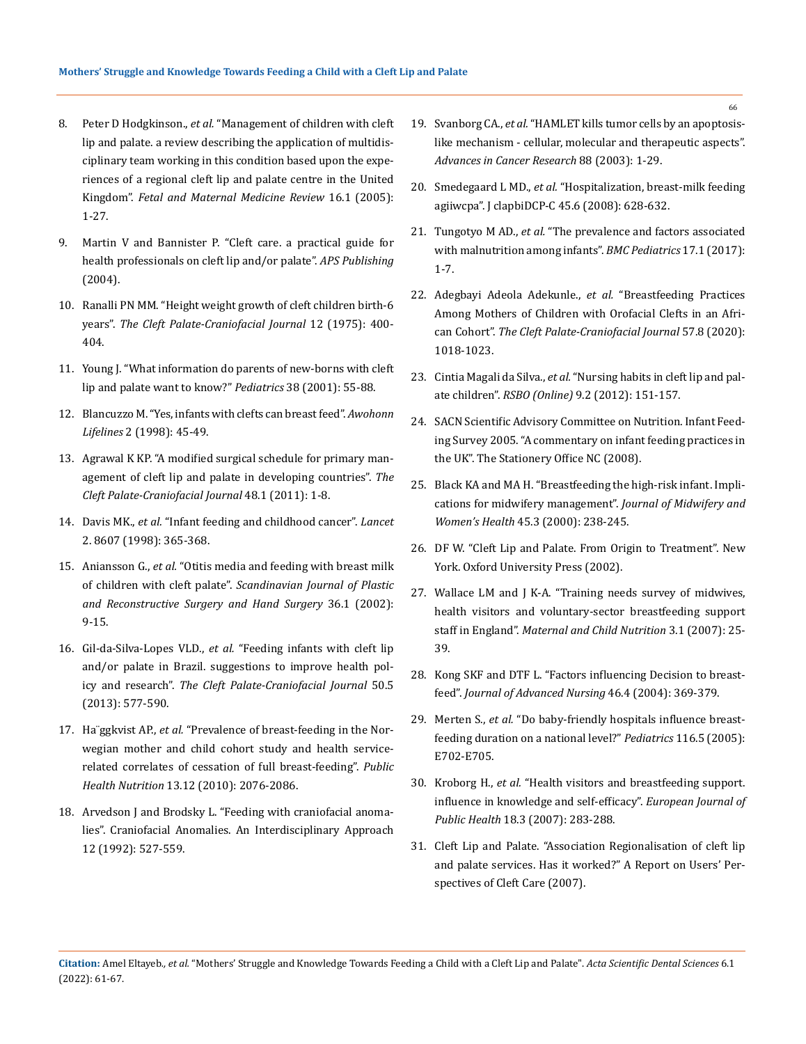8. Peter D Hodgkinson., *et al.* "Management of children with cleft lip and palate. a review describing the application of multidisciplinary team working in this condition based upon the experiences of a regional cleft lip and palate centre in the United Kingdom". *Fetal and Maternal Medicine Review* 16.1 (2005): 1-27.

9. Martin V and Bannister P. "Cleft care. a practical guide for health professionals on cleft lip and/or palate". *APS Publishing* (2004).

10. Ranalli PN MM. "Height weight growth of cleft children birth-6 years". *The Cleft Palate-Craniofacial Journal* 12 (1975): 400-404.

11. Young J. "What information do parents of new-borns with cleft lip and palate want to know?" *Pediatrics* 38 (2001): 55-88.

12. Blancuzzo M. "Yes, infants with clefts can breast feed". *Awohonn Lifelines* 2 (1998): 45-49.

13. Agrawal K KP. "A modified surgical schedule for primary management of cleft lip and palate in developing countries". *The Cleft Palate-Craniofacial Journal* 48.1 (2011): 1-8.

14. Davis MK., *et al.* "Infant feeding and childhood cancer". *Lancet* 2. 8607 (1998): 365-368.

15. Aniansson G., *et al.* "Otitis media and feeding with breast milk of children with cleft palate". *Scandinavian Journal of Plastic and Reconstructive Surgery and Hand Surgery* 36.1 (2002): 9-15.

16. Gil-da-Silva-Lopes VLD., *et al.* "Feeding infants with cleft lip and/or palate in Brazil. suggestions to improve health policy and research". *The Cleft Palate-Craniofacial Journal* 50.5 (2013): 577-590.

17. Ha¨ggkvist AP., *et al.* "Prevalence of breast-feeding in the Norwegian mother and child cohort study and health service-related correlates of cessation of full breast-feeding". *Public Health Nutrition* 13.12 (2010): 2076-2086.

18. Arvedson J and Brodsky L. "Feeding with craniofacial anomalies". Craniofacial Anomalies. An Interdisciplinary Approach 12 (1992): 527-559.

19. Svanborg CA., *et al.* "HAMLET kills tumor cells by an apoptosis-like mechanism - cellular, molecular and therapeutic aspects". *Advances in Cancer Research* 88 (2003): 1-29.

20. Smedegaard L MD., *et al.* "Hospitalization, breast-milk feeding agiiwcpa". J clapbiDCP-C 45.6 (2008): 628-632.

21. Tungotyo M AD., *et al.* "The prevalence and factors associated with malnutrition among infants". *BMC Pediatrics* 17.1 (2017): 1-7.

22. Adegbayi Adeola Adekunle., *et al.* "Breastfeeding Practices Among Mothers of Children with Orofacial Clefts in an African Cohort". *The Cleft Palate-Craniofacial Journal* 57.8 (2020): 1018-1023.

23. Cintia Magali da Silva., *et al.* "Nursing habits in cleft lip and palate children". *RSBO (Online)* 9.2 (2012): 151-157.

24. SACN Scientific Advisory Committee on Nutrition. Infant Feeding Survey 2005. "A commentary on infant feeding practices in the UK". The Stationery Office NC (2008).

25. Black KA and MA H. "Breastfeeding the high-risk infant. Implications for midwifery management". *Journal of Midwifery and Women's Health* 45.3 (2000): 238-245.

26. DF W. "Cleft Lip and Palate. From Origin to Treatment". New York. Oxford University Press (2002).

27. Wallace LM and J K-A. "Training needs survey of midwives, health visitors and voluntary-sector breastfeeding support staff in England". *Maternal and Child Nutrition* 3.1 (2007): 25-39.

28. Kong SKF and DTF L. "Factors influencing Decision to breastfeed". *Journal of Advanced Nursing* 46.4 (2004): 369-379.

29. Merten S., *et al.* "Do baby-friendly hospitals influence breastfeeding duration on a national level?" *Pediatrics* 116.5 (2005): E702-E705.

30. Kroborg H., *et al.* "Health visitors and breastfeeding support. influence in knowledge and self-efficacy". *European Journal of Public Health* 18.3 (2007): 283-288.

31. Cleft Lip and Palate. "Association Regionalisation of cleft lip and palate services. Has it worked?" A Report on Users' Perspectives of Cleft Care (2007).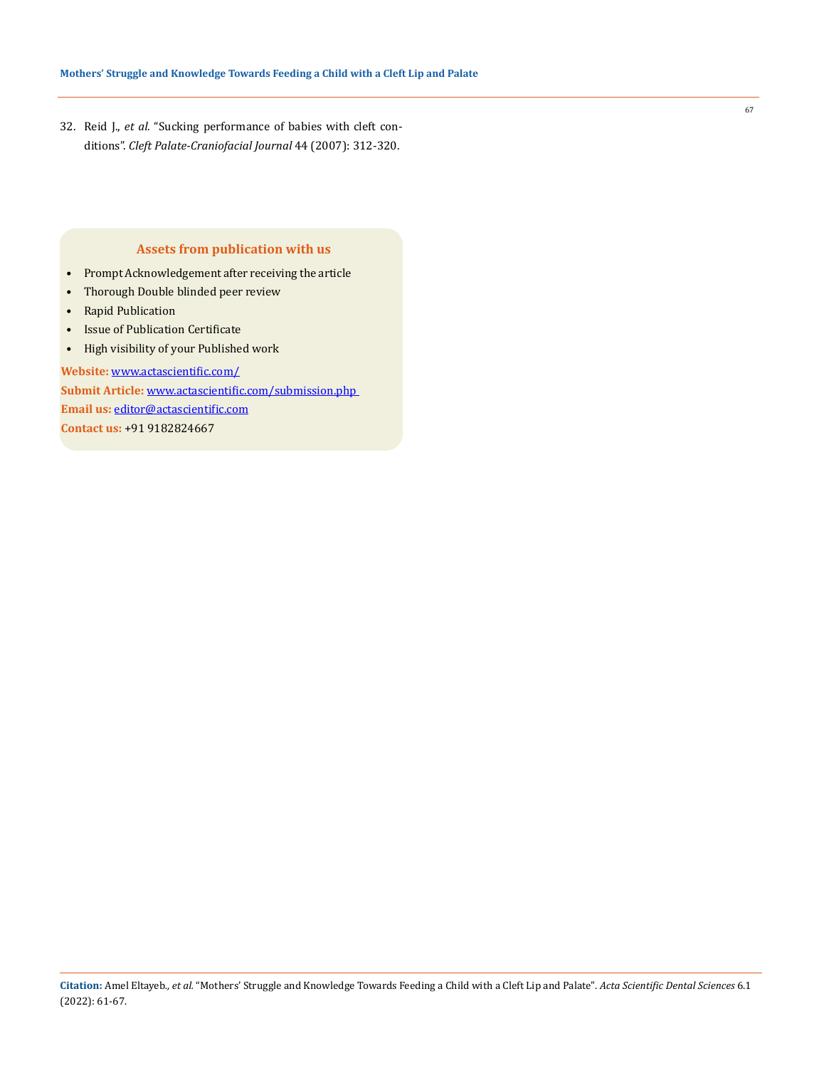32. Reid J., *et al*. "Sucking performance of babies with cleft conditions". *Cleft Palate-Craniofacial Journal* 44 (2007): 312-320.

### Assets from publication with us

- Prompt Acknowledgement after receiving the article
- Thorough Double blinded peer review
- Rapid Publication
- Issue of Publication Certificate
- High visibility of your Published work

**Website:** www.actascientific.com/

**Submit Article:** www.actascientific.com/submission.php

**Email us:** editor@actascientific.com

**Contact us:** +91 9182824667